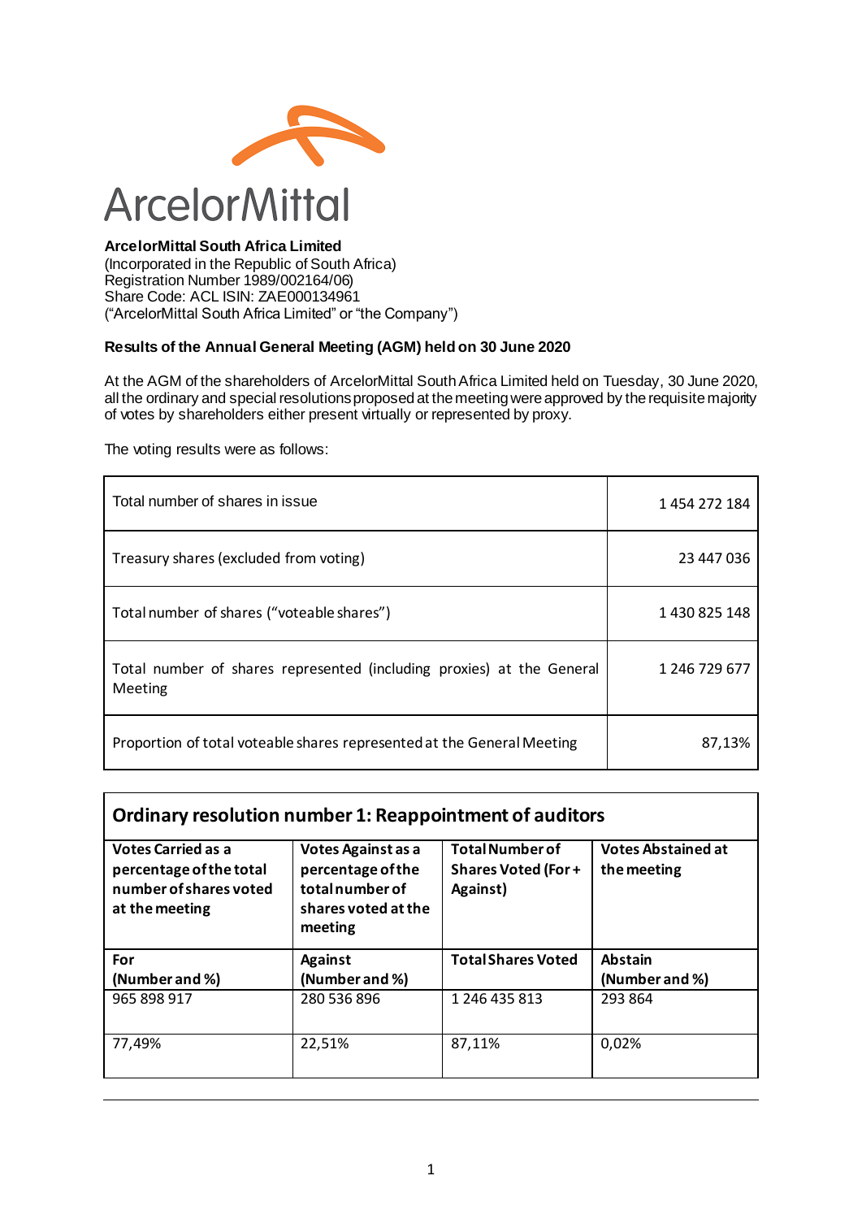ArcelorMittal

**ArcelorMittal South Africa Limited**
(Incorporated in the Republic of South Africa)
Registration Number 1989/002164/06)
Share Code: ACL ISIN: ZAE000134961
("ArcelorMittal South Africa Limited" or "the Company")

**Results of the Annual General Meeting (AGM) held on 30 June 2020**

At the AGM of the shareholders of ArcelorMittal South Africa Limited held on Tuesday, 30 June 2020, all the ordinary and special resolutions proposed at the meeting were approved by the requisite majority of votes by shareholders either present virtually or represented by proxy.

The voting results were as follows:

| | |
|---|---|
| Total number of shares in issue | 1 454 272 184 |
| Treasury shares (excluded from voting) | 23 447 036 |
| Total number of shares ("voteable shares") | 1 430 825 148 |
| Total number of shares represented (including proxies) at the General Meeting | 1 246 729 677 |
| Proportion of total voteable shares represented at the General Meeting | 87,13% |

| **Ordinary resolution number 1: Reappointment of auditors** | | | |
|---|---|---|---|
| **Votes Carried as a percentage of the total number of shares voted at the meeting** | **Votes Against as a percentage of the total number of shares voted at the meeting** | **Total Number of Shares Voted (For + Against)** | **Votes Abstained at the meeting** |
| **For (Number and %)** | **Against (Number and %)** | **Total Shares Voted** | **Abstain (Number and %)** |
| 965 898 917 | 280 536 896 | 1 246 435 813 | 293 864 |
| 77,49% | 22,51% | 87,11% | 0,02% |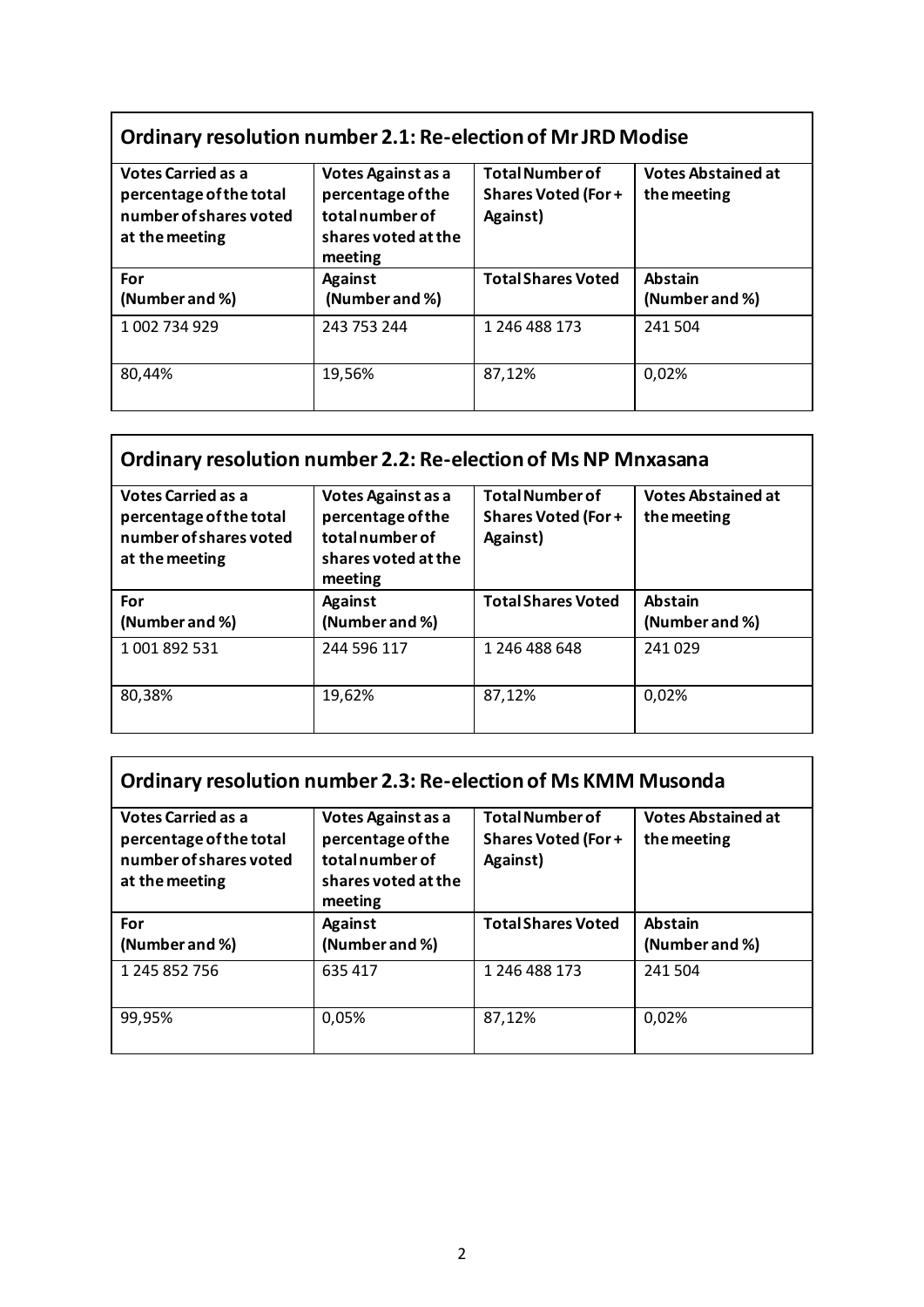| Ordinary resolution number 2.1: Re-election of Mr JRD Modise | | | |
|---|---|---|---|
| **Votes Carried as a percentage of the total number of shares voted at the meeting** | **Votes Against as a percentage of the total number of shares voted at the meeting** | **Total Number of Shares Voted (For + Against)** | **Votes Abstained at the meeting** |
| **For (Number and %)** | **Against (Number and %)** | **Total Shares Voted** | **Abstain (Number and %)** |
| 1 002 734 929 | 243 753 244 | 1 246 488 173 | 241 504 |
| 80,44% | 19,56% | 87,12% | 0,02% |

| Ordinary resolution number 2.2: Re-election of Ms NP Mnxasana | | | |
|---|---|---|---|
| **Votes Carried as a percentage of the total number of shares voted at the meeting** | **Votes Against as a percentage of the total number of shares voted at the meeting** | **Total Number of Shares Voted (For + Against)** | **Votes Abstained at the meeting** |
| **For (Number and %)** | **Against (Number and %)** | **Total Shares Voted** | **Abstain (Number and %)** |
| 1 001 892 531 | 244 596 117 | 1 246 488 648 | 241 029 |
| 80,38% | 19,62% | 87,12% | 0,02% |

| Ordinary resolution number 2.3: Re-election of Ms KMM Musonda | | | |
|---|---|---|---|
| **Votes Carried as a percentage of the total number of shares voted at the meeting** | **Votes Against as a percentage of the total number of shares voted at the meeting** | **Total Number of Shares Voted (For + Against)** | **Votes Abstained at the meeting** |
| **For (Number and %)** | **Against (Number and %)** | **Total Shares Voted** | **Abstain (Number and %)** |
| 1 245 852 756 | 635 417 | 1 246 488 173 | 241 504 |
| 99,95% | 0,05% | 87,12% | 0,02% |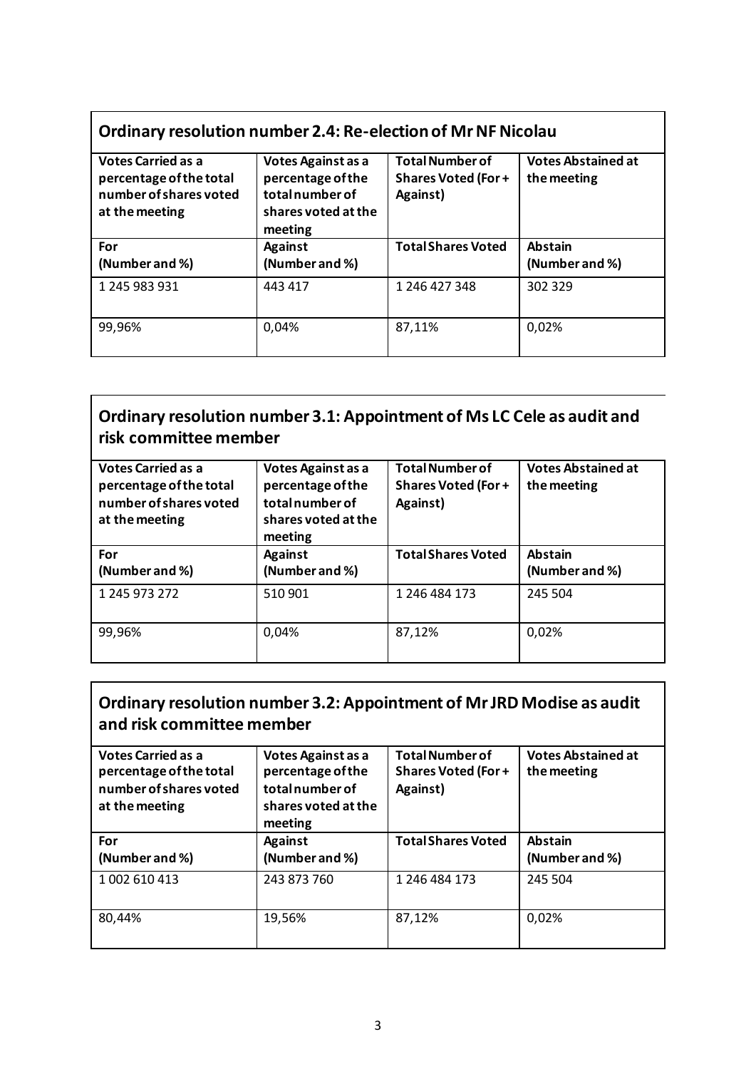## Ordinary resolution number 2.4: Re-election of Mr NF Nicolau

| Votes Carried as a percentage of the total number of shares voted at the meeting | Votes Against as a percentage of the total number of shares voted at the meeting | Total Number of Shares Voted (For + Against) | Votes Abstained at the meeting |
|---|---|---|---|
| **For (Number and %)** | **Against (Number and %)** | **Total Shares Voted** | **Abstain (Number and %)** |
| 1 245 983 931 | 443 417 | 1 246 427 348 | 302 329 |
| 99,96% | 0,04% | 87,11% | 0,02% |

## Ordinary resolution number 3.1: Appointment of Ms LC Cele as audit and risk committee member

| Votes Carried as a percentage of the total number of shares voted at the meeting | Votes Against as a percentage of the total number of shares voted at the meeting | Total Number of Shares Voted (For + Against) | Votes Abstained at the meeting |
|---|---|---|---|
| **For (Number and %)** | **Against (Number and %)** | **Total Shares Voted** | **Abstain (Number and %)** |
| 1 245 973 272 | 510 901 | 1 246 484 173 | 245 504 |
| 99,96% | 0,04% | 87,12% | 0,02% |

## Ordinary resolution number 3.2: Appointment of Mr JRD Modise as audit and risk committee member

| Votes Carried as a percentage of the total number of shares voted at the meeting | Votes Against as a percentage of the total number of shares voted at the meeting | Total Number of Shares Voted (For + Against) | Votes Abstained at the meeting |
|---|---|---|---|
| **For (Number and %)** | **Against (Number and %)** | **Total Shares Voted** | **Abstain (Number and %)** |
| 1 002 610 413 | 243 873 760 | 1 246 484 173 | 245 504 |
| 80,44% | 19,56% | 87,12% | 0,02% |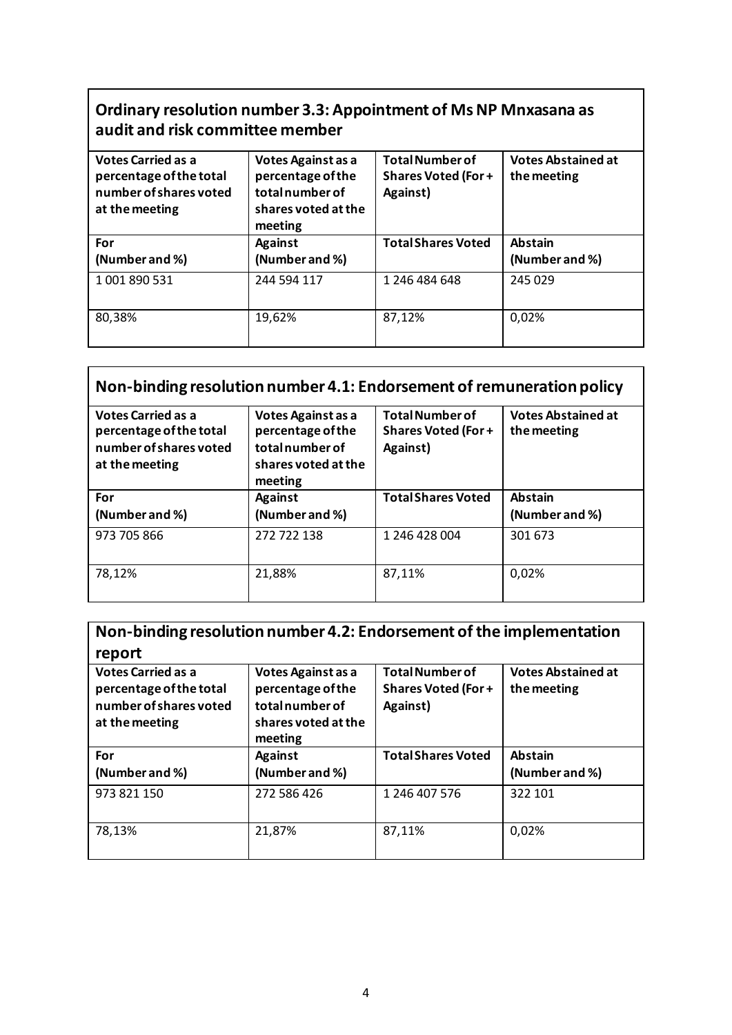## Ordinary resolution number 3.3: Appointment of Ms NP Mnxasana as audit and risk committee member

| Votes Carried as a percentage of the total number of shares voted at the meeting | Votes Against as a percentage of the total number of shares voted at the meeting | Total Number of Shares Voted (For + Against) | Votes Abstained at the meeting |
|---|---|---|---|
| **For (Number and %)** | **Against (Number and %)** | **Total Shares Voted** | **Abstain (Number and %)** |
| 1 001 890 531 | 244 594 117 | 1 246 484 648 | 245 029 |
| 80,38% | 19,62% | 87,12% | 0,02% |

## Non-binding resolution number 4.1: Endorsement of remuneration policy

| Votes Carried as a percentage of the total number of shares voted at the meeting | Votes Against as a percentage of the total number of shares voted at the meeting | Total Number of Shares Voted (For + Against) | Votes Abstained at the meeting |
|---|---|---|---|
| **For (Number and %)** | **Against (Number and %)** | **Total Shares Voted** | **Abstain (Number and %)** |
| 973 705 866 | 272 722 138 | 1 246 428 004 | 301 673 |
| 78,12% | 21,88% | 87,11% | 0,02% |

## Non-binding resolution number 4.2: Endorsement of the implementation report

| Votes Carried as a percentage of the total number of shares voted at the meeting | Votes Against as a percentage of the total number of shares voted at the meeting | Total Number of Shares Voted (For + Against) | Votes Abstained at the meeting |
|---|---|---|---|
| **For (Number and %)** | **Against (Number and %)** | **Total Shares Voted** | **Abstain (Number and %)** |
| 973 821 150 | 272 586 426 | 1 246 407 576 | 322 101 |
| 78,13% | 21,87% | 87,11% | 0,02% |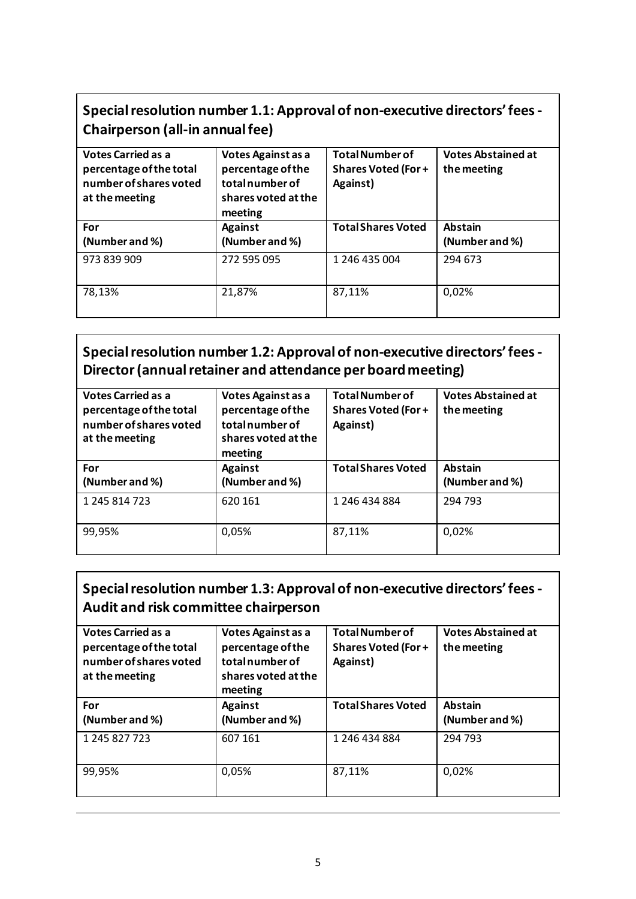## Special resolution number 1.1: Approval of non-executive directors' fees - Chairperson (all-in annual fee)

| Votes Carried as a percentage of the total number of shares voted at the meeting | Votes Against as a percentage of the total number of shares voted at the meeting | Total Number of Shares Voted (For + Against) | Votes Abstained at the meeting |
|---|---|---|---|
| **For (Number and %)** | **Against (Number and %)** | **Total Shares Voted** | **Abstain (Number and %)** |
| 973 839 909 | 272 595 095 | 1 246 435 004 | 294 673 |
| 78,13% | 21,87% | 87,11% | 0,02% |

## Special resolution number 1.2: Approval of non-executive directors' fees - Director (annual retainer and attendance per board meeting)

| Votes Carried as a percentage of the total number of shares voted at the meeting | Votes Against as a percentage of the total number of shares voted at the meeting | Total Number of Shares Voted (For + Against) | Votes Abstained at the meeting |
|---|---|---|---|
| **For (Number and %)** | **Against (Number and %)** | **Total Shares Voted** | **Abstain (Number and %)** |
| 1 245 814 723 | 620 161 | 1 246 434 884 | 294 793 |
| 99,95% | 0,05% | 87,11% | 0,02% |

## Special resolution number 1.3: Approval of non-executive directors' fees - Audit and risk committee chairperson

| Votes Carried as a percentage of the total number of shares voted at the meeting | Votes Against as a percentage of the total number of shares voted at the meeting | Total Number of Shares Voted (For + Against) | Votes Abstained at the meeting |
|---|---|---|---|
| **For (Number and %)** | **Against (Number and %)** | **Total Shares Voted** | **Abstain (Number and %)** |
| 1 245 827 723 | 607 161 | 1 246 434 884 | 294 793 |
| 99,95% | 0,05% | 87,11% | 0,02% |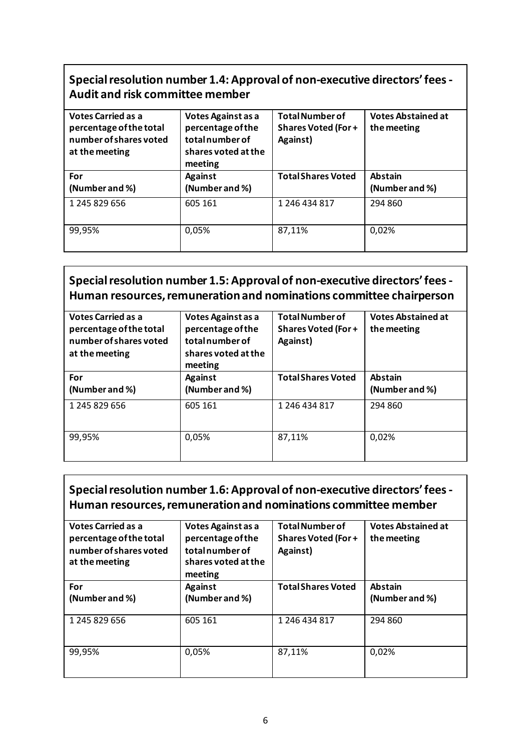## Special resolution number 1.4: Approval of non-executive directors' fees - Audit and risk committee member

| Votes Carried as a percentage of the total number of shares voted at the meeting | Votes Against as a percentage of the total number of shares voted at the meeting | Total Number of Shares Voted (For + Against) | Votes Abstained at the meeting |
|---|---|---|---|
| **For (Number and %)** | **Against (Number and %)** | **Total Shares Voted** | **Abstain (Number and %)** |
| 1 245 829 656 | 605 161 | 1 246 434 817 | 294 860 |
| 99,95% | 0,05% | 87,11% | 0,02% |

## Special resolution number 1.5: Approval of non-executive directors' fees - Human resources, remuneration and nominations committee chairperson

| Votes Carried as a percentage of the total number of shares voted at the meeting | Votes Against as a percentage of the total number of shares voted at the meeting | Total Number of Shares Voted (For + Against) | Votes Abstained at the meeting |
|---|---|---|---|
| **For (Number and %)** | **Against (Number and %)** | **Total Shares Voted** | **Abstain (Number and %)** |
| 1 245 829 656 | 605 161 | 1 246 434 817 | 294 860 |
| 99,95% | 0,05% | 87,11% | 0,02% |

## Special resolution number 1.6: Approval of non-executive directors' fees - Human resources, remuneration and nominations committee member

| Votes Carried as a percentage of the total number of shares voted at the meeting | Votes Against as a percentage of the total number of shares voted at the meeting | Total Number of Shares Voted (For + Against) | Votes Abstained at the meeting |
|---|---|---|---|
| **For (Number and %)** | **Against (Number and %)** | **Total Shares Voted** | **Abstain (Number and %)** |
| 1 245 829 656 | 605 161 | 1 246 434 817 | 294 860 |
| 99,95% | 0,05% | 87,11% | 0,02% |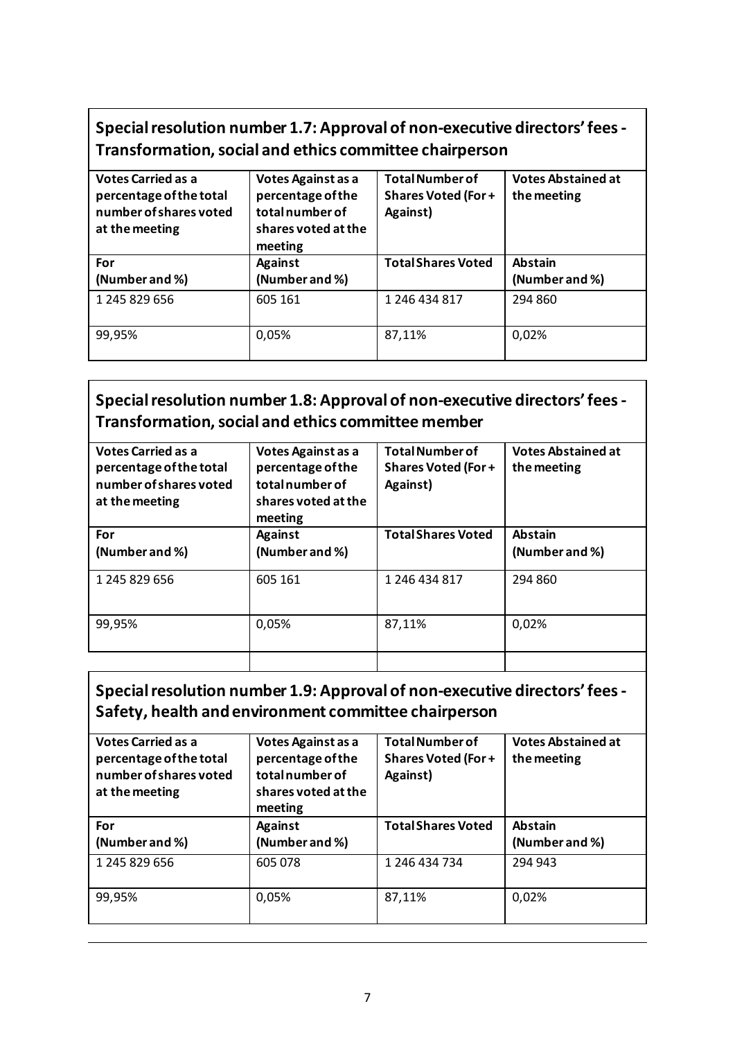## Special resolution number 1.7: Approval of non-executive directors' fees - Transformation, social and ethics committee chairperson

| Votes Carried as a percentage of the total number of shares voted at the meeting | Votes Against as a percentage of the total number of shares voted at the meeting | Total Number of Shares Voted (For + Against) | Votes Abstained at the meeting |
|---|---|---|---|
| **For (Number and %)** | **Against (Number and %)** | **Total Shares Voted** | **Abstain (Number and %)** |
| 1 245 829 656 | 605 161 | 1 246 434 817 | 294 860 |
| 99,95% | 0,05% | 87,11% | 0,02% |

## Special resolution number 1.8: Approval of non-executive directors' fees - Transformation, social and ethics committee member

| Votes Carried as a percentage of the total number of shares voted at the meeting | Votes Against as a percentage of the total number of shares voted at the meeting | Total Number of Shares Voted (For + Against) | Votes Abstained at the meeting |
|---|---|---|---|
| **For (Number and %)** | **Against (Number and %)** | **Total Shares Voted** | **Abstain (Number and %)** |
| 1 245 829 656 | 605 161 | 1 246 434 817 | 294 860 |
| 99,95% | 0,05% | 87,11% | 0,02% |

## Special resolution number 1.9: Approval of non-executive directors' fees - Safety, health and environment committee chairperson

| Votes Carried as a percentage of the total number of shares voted at the meeting | Votes Against as a percentage of the total number of shares voted at the meeting | Total Number of Shares Voted (For + Against) | Votes Abstained at the meeting |
|---|---|---|---|
| **For (Number and %)** | **Against (Number and %)** | **Total Shares Voted** | **Abstain (Number and %)** |
| 1 245 829 656 | 605 078 | 1 246 434 734 | 294 943 |
| 99,95% | 0,05% | 87,11% | 0,02% |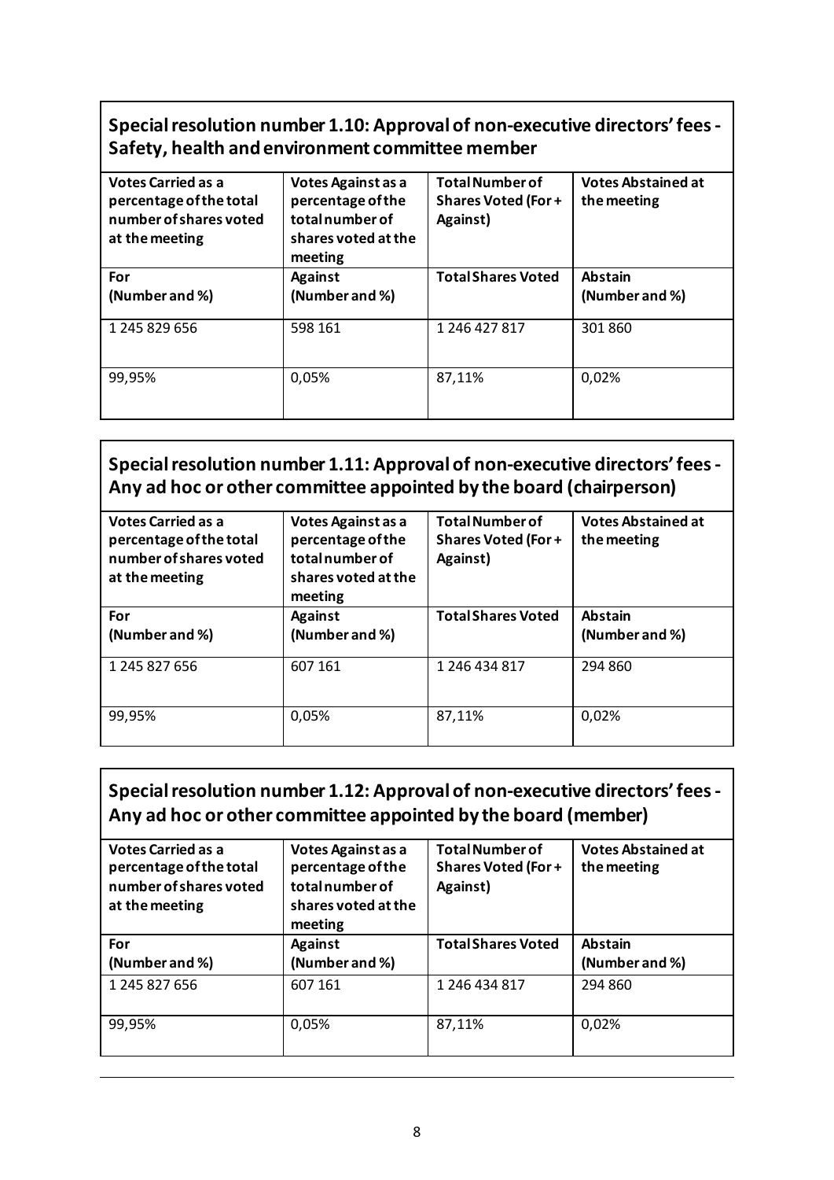## Special resolution number 1.10: Approval of non-executive directors' fees - Safety, health and environment committee member

| Votes Carried as a percentage of the total number of shares voted at the meeting | Votes Against as a percentage of the total number of shares voted at the meeting | Total Number of Shares Voted (For + Against) | Votes Abstained at the meeting |
|---|---|---|---|
| **For (Number and %)** | **Against (Number and %)** | **Total Shares Voted** | **Abstain (Number and %)** |
| 1 245 829 656 | 598 161 | 1 246 427 817 | 301 860 |
| 99,95% | 0,05% | 87,11% | 0,02% |

## Special resolution number 1.11: Approval of non-executive directors' fees - Any ad hoc or other committee appointed by the board (chairperson)

| Votes Carried as a percentage of the total number of shares voted at the meeting | Votes Against as a percentage of the total number of shares voted at the meeting | Total Number of Shares Voted (For + Against) | Votes Abstained at the meeting |
|---|---|---|---|
| **For (Number and %)** | **Against (Number and %)** | **Total Shares Voted** | **Abstain (Number and %)** |
| 1 245 827 656 | 607 161 | 1 246 434 817 | 294 860 |
| 99,95% | 0,05% | 87,11% | 0,02% |

## Special resolution number 1.12: Approval of non-executive directors' fees - Any ad hoc or other committee appointed by the board (member)

| Votes Carried as a percentage of the total number of shares voted at the meeting | Votes Against as a percentage of the total number of shares voted at the meeting | Total Number of Shares Voted (For + Against) | Votes Abstained at the meeting |
|---|---|---|---|
| **For (Number and %)** | **Against (Number and %)** | **Total Shares Voted** | **Abstain (Number and %)** |
| 1 245 827 656 | 607 161 | 1 246 434 817 | 294 860 |
| 99,95% | 0,05% | 87,11% | 0,02% |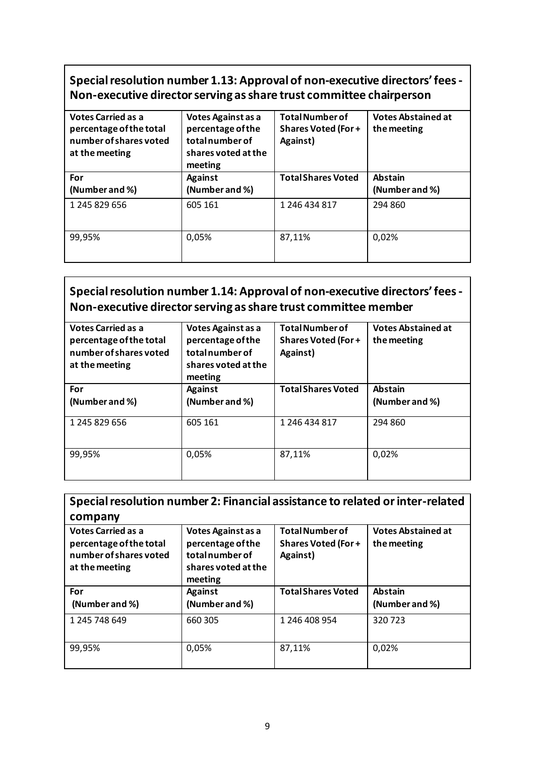## Special resolution number 1.13: Approval of non-executive directors' fees - Non-executive director serving as share trust committee chairperson

| Votes Carried as a percentage of the total number of shares voted at the meeting | Votes Against as a percentage of the total number of shares voted at the meeting | Total Number of Shares Voted (For + Against) | Votes Abstained at the meeting |
|---|---|---|---|
| **For (Number and %)** | **Against (Number and %)** | **Total Shares Voted** | **Abstain (Number and %)** |
| 1 245 829 656 | 605 161 | 1 246 434 817 | 294 860 |
| 99,95% | 0,05% | 87,11% | 0,02% |

## Special resolution number 1.14: Approval of non-executive directors' fees - Non-executive director serving as share trust committee member

| Votes Carried as a percentage of the total number of shares voted at the meeting | Votes Against as a percentage of the total number of shares voted at the meeting | Total Number of Shares Voted (For + Against) | Votes Abstained at the meeting |
|---|---|---|---|
| **For (Number and %)** | **Against (Number and %)** | **Total Shares Voted** | **Abstain (Number and %)** |
| 1 245 829 656 | 605 161 | 1 246 434 817 | 294 860 |
| 99,95% | 0,05% | 87,11% | 0,02% |

## Special resolution number 2: Financial assistance to related or inter-related company

| Votes Carried as a percentage of the total number of shares voted at the meeting | Votes Against as a percentage of the total number of shares voted at the meeting | Total Number of Shares Voted (For + Against) | Votes Abstained at the meeting |
|---|---|---|---|
| **For (Number and %)** | **Against (Number and %)** | **Total Shares Voted** | **Abstain (Number and %)** |
| 1 245 748 649 | 660 305 | 1 246 408 954 | 320 723 |
| 99,95% | 0,05% | 87,11% | 0,02% |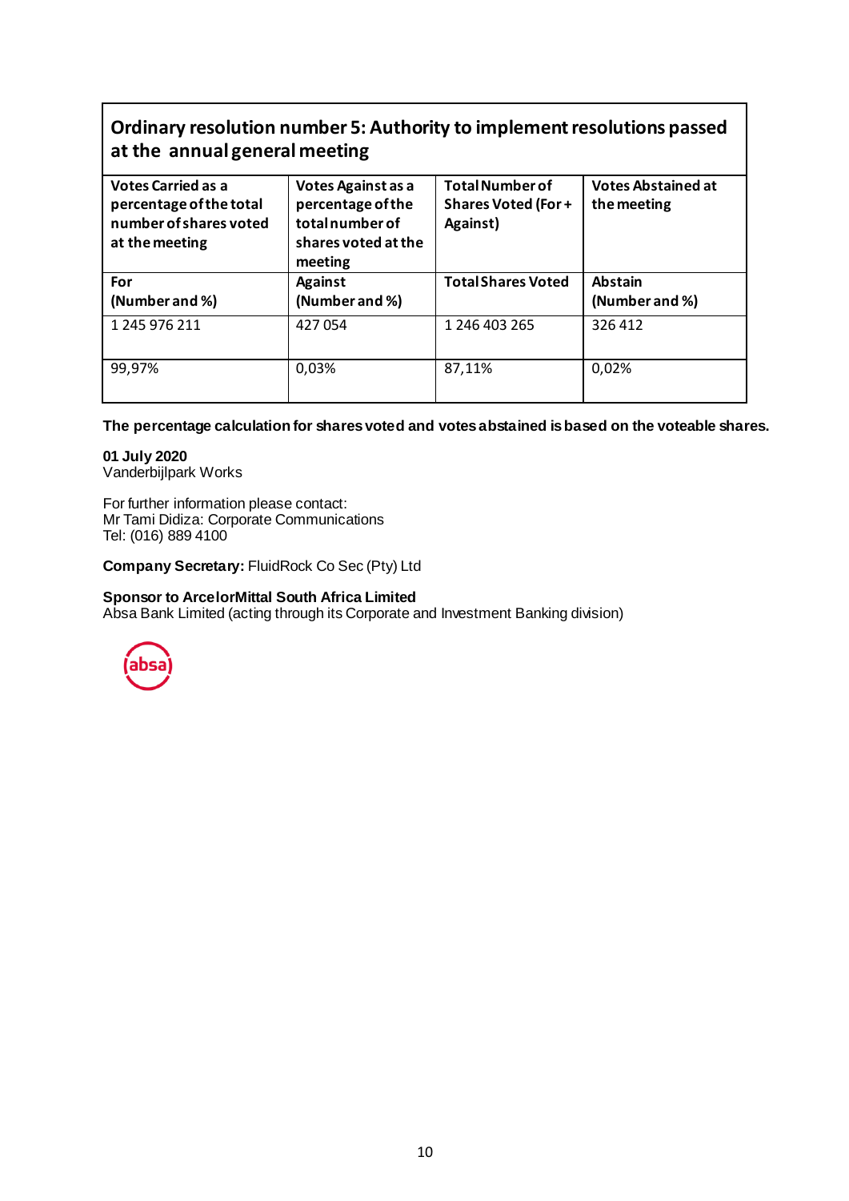| **Ordinary resolution number 5: Authority to implement resolutions passed at the annual general meeting** | | | |
|---|---|---|---|
| **Votes Carried as a percentage of the total number of shares voted at the meeting** | **Votes Against as a percentage of the total number of shares voted at the meeting** | **Total Number of Shares Voted (For + Against)** | **Votes Abstained at the meeting** |
| **For (Number and %)** | **Against (Number and %)** | **Total Shares Voted** | **Abstain (Number and %)** |
| 1 245 976 211 | 427 054 | 1 246 403 265 | 326 412 |
| 99,97% | 0,03% | 87,11% | 0,02% |

**The percentage calculation for shares voted and votes abstained is based on the voteable shares.**

**01 July 2020**
Vanderbijlpark Works

For further information please contact:
Mr Tami Didiza: Corporate Communications
Tel: (016) 889 4100

**Company Secretary:** FluidRock Co Sec (Pty) Ltd

**Sponsor to ArcelorMittal South Africa Limited**
Absa Bank Limited (acting through its Corporate and Investment Banking division)

absa